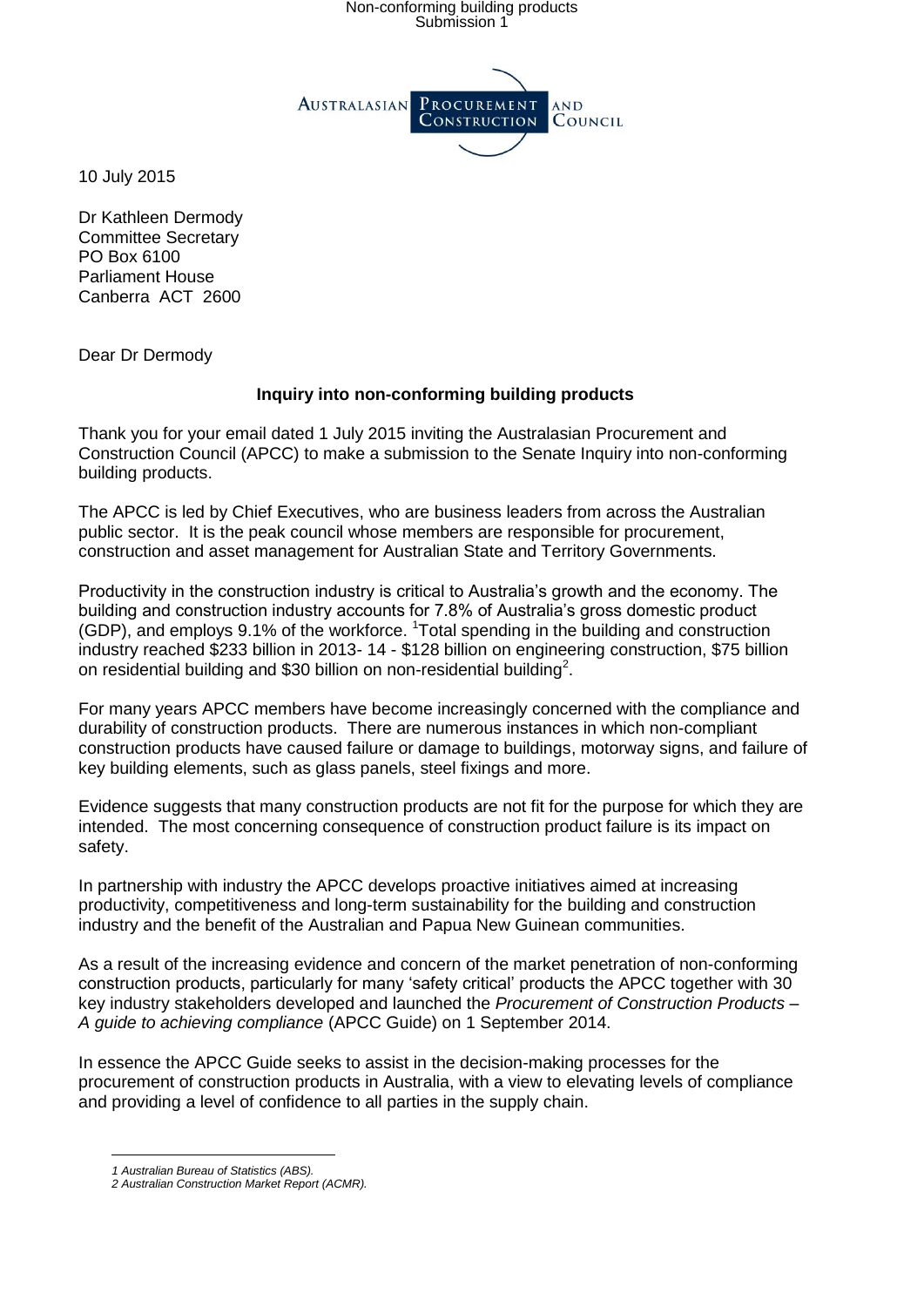10 July 2015

Dr Kathleen Dermody
Committee Secretary
PO Box 6100
Parliament House
Canberra ACT 2600

Dear Dr Dermody

**Inquiry into non-conforming building products**

Thank you for your email dated 1 July 2015 inviting the Australasian Procurement and Construction Council (APCC) to make a submission to the Senate Inquiry into non-conforming building products.

The APCC is led by Chief Executives, who are business leaders from across the Australian public sector. It is the peak council whose members are responsible for procurement, construction and asset management for Australian State and Territory Governments.

Productivity in the construction industry is critical to Australia's growth and the economy. The building and construction industry accounts for 7.8% of Australia's gross domestic product (GDP), and employs 9.1% of the workforce. [1]Total spending in the building and construction industry reached $233 billion in 2013- 14 - $128 billion on engineering construction, $75 billion on residential building and $30 billion on non-residential building[2].

For many years APCC members have become increasingly concerned with the compliance and durability of construction products. There are numerous instances in which non-compliant construction products have caused failure or damage to buildings, motorway signs, and failure of key building elements, such as glass panels, steel fixings and more.

Evidence suggests that many construction products are not fit for the purpose for which they are intended. The most concerning consequence of construction product failure is its impact on safety.

In partnership with industry the APCC develops proactive initiatives aimed at increasing productivity, competitiveness and long-term sustainability for the building and construction industry and the benefit of the Australian and Papua New Guinean communities.

As a result of the increasing evidence and concern of the market penetration of non-conforming construction products, particularly for many 'safety critical' products the APCC together with 30 key industry stakeholders developed and launched the *Procurement of Construction Products – A guide to achieving compliance* (APCC Guide) on 1 September 2014.

In essence the APCC Guide seeks to assist in the decision-making processes for the procurement of construction products in Australia, with a view to elevating levels of compliance and providing a level of confidence to all parties in the supply chain.

---

*1 Australian Bureau of Statistics (ABS).*
*2 Australian Construction Market Report (ACMR).*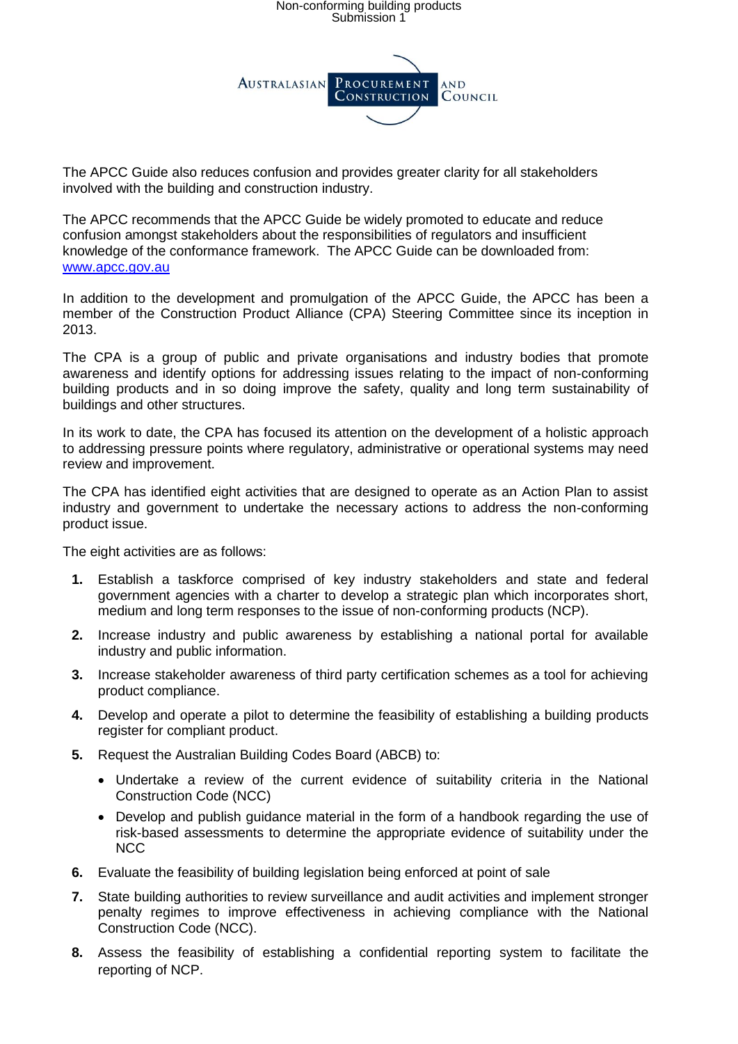The APCC Guide also reduces confusion and provides greater clarity for all stakeholders involved with the building and construction industry.

The APCC recommends that the APCC Guide be widely promoted to educate and reduce confusion amongst stakeholders about the responsibilities of regulators and insufficient knowledge of the conformance framework. The APCC Guide can be downloaded from: [www.apcc.gov.au](http://www.apcc.gov.au)

In addition to the development and promulgation of the APCC Guide, the APCC has been a member of the Construction Product Alliance (CPA) Steering Committee since its inception in 2013.

The CPA is a group of public and private organisations and industry bodies that promote awareness and identify options for addressing issues relating to the impact of non-conforming building products and in so doing improve the safety, quality and long term sustainability of buildings and other structures.

In its work to date, the CPA has focused its attention on the development of a holistic approach to addressing pressure points where regulatory, administrative or operational systems may need review and improvement.

The CPA has identified eight activities that are designed to operate as an Action Plan to assist industry and government to undertake the necessary actions to address the non-conforming product issue.

The eight activities are as follows:

1. Establish a taskforce comprised of key industry stakeholders and state and federal government agencies with a charter to develop a strategic plan which incorporates short, medium and long term responses to the issue of non-conforming products (NCP).
2. Increase industry and public awareness by establishing a national portal for available industry and public information.
3. Increase stakeholder awareness of third party certification schemes as a tool for achieving product compliance.
4. Develop and operate a pilot to determine the feasibility of establishing a building products register for compliant product.
5. Request the Australian Building Codes Board (ABCB) to:
   - Undertake a review of the current evidence of suitability criteria in the National Construction Code (NCC)
   - Develop and publish guidance material in the form of a handbook regarding the use of risk-based assessments to determine the appropriate evidence of suitability under the NCC
6. Evaluate the feasibility of building legislation being enforced at point of sale
7. State building authorities to review surveillance and audit activities and implement stronger penalty regimes to improve effectiveness in achieving compliance with the National Construction Code (NCC).
8. Assess the feasibility of establishing a confidential reporting system to facilitate the reporting of NCP.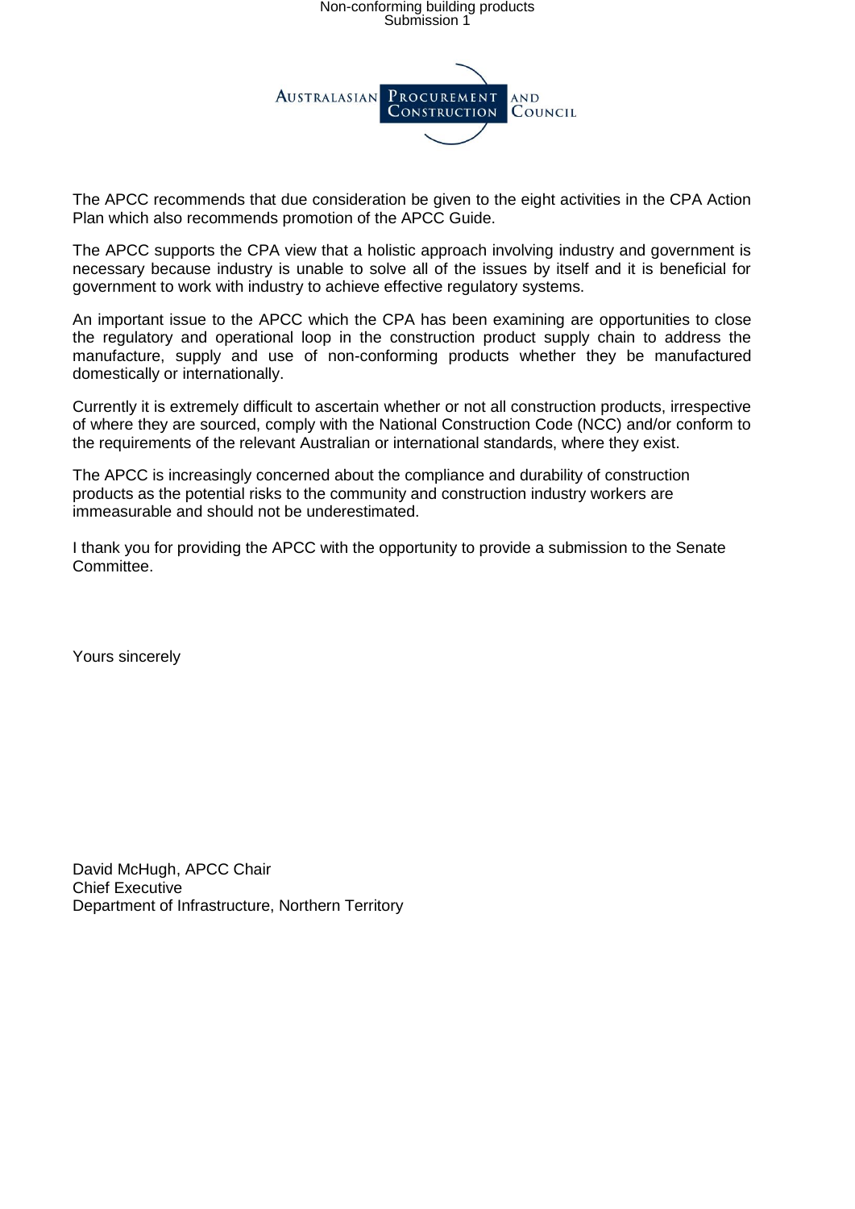AUSTRALASIAN PROCUREMENT AND CONSTRUCTION COUNCIL

The APCC recommends that due consideration be given to the eight activities in the CPA Action Plan which also recommends promotion of the APCC Guide.

The APCC supports the CPA view that a holistic approach involving industry and government is necessary because industry is unable to solve all of the issues by itself and it is beneficial for government to work with industry to achieve effective regulatory systems.

An important issue to the APCC which the CPA has been examining are opportunities to close the regulatory and operational loop in the construction product supply chain to address the manufacture, supply and use of non-conforming products whether they be manufactured domestically or internationally.

Currently it is extremely difficult to ascertain whether or not all construction products, irrespective of where they are sourced, comply with the National Construction Code (NCC) and/or conform to the requirements of the relevant Australian or international standards, where they exist.

The APCC is increasingly concerned about the compliance and durability of construction products as the potential risks to the community and construction industry workers are immeasurable and should not be underestimated.

I thank you for providing the APCC with the opportunity to provide a submission to the Senate Committee.

Yours sincerely

David McHugh, APCC Chair
Chief Executive
Department of Infrastructure, Northern Territory